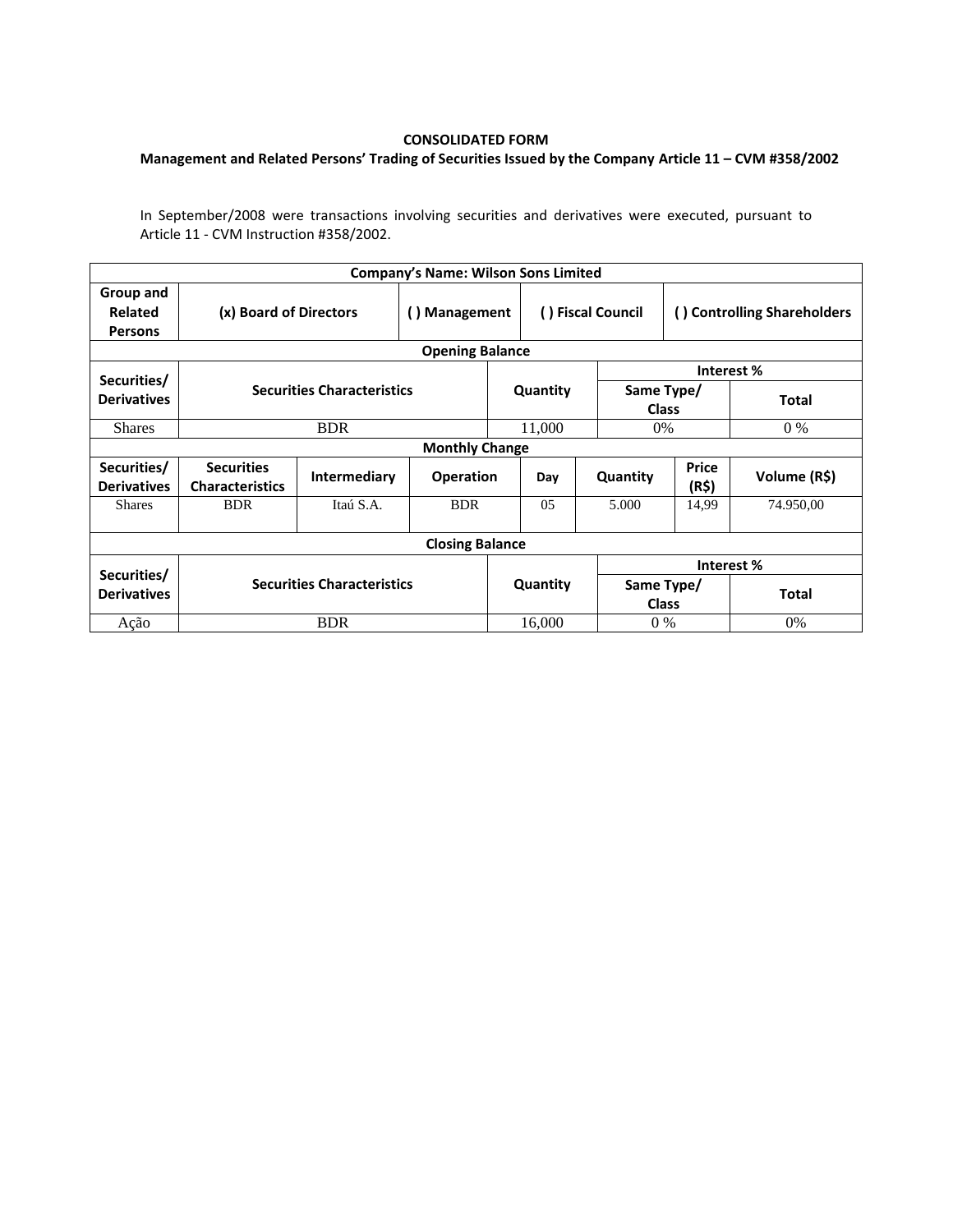**CONSOLIDATED FORM**

**Management and Related Persons' Trading of Securities Issued by the Company Article 11 – CVM #358/2002**

In September/2008 were transactions involving securities and derivatives were executed, pursuant to Article 11 - CVM Instruction #358/2002.

| Company's Name: Wilson Sons Limited | | | | | | | |
|---|---|---|---|---|---|---|---|
| Group and Related Persons | (x) Board of Directors | | ( ) Management | | ( ) Fiscal Council | ( ) Controlling Shareholders | |
| **Opening Balance** | | | | | | | |
| Securities/ Derivatives | Securities Characteristics | | | Quantity | | Interest % | |
| | | | | | | Same Type/ Class | Total |
| Shares | BDR | | | 11,000 | | 0% | 0 % |
| **Monthly Change** | | | | | | | |
| Securities/ Derivatives | Securities Characteristics | Intermediary | Operation | Day | Quantity | Price (R$) | Volume (R$) |
| Shares | BDR | Itaú S.A. | BDR | 05 | 5.000 | 14,99 | 74.950,00 |
| **Closing Balance** | | | | | | | |
| Securities/ Derivatives | Securities Characteristics | | | Quantity | | Interest % | |
| | | | | | | Same Type/ Class | Total |
| Ação | BDR | | | 16,000 | | 0 % | 0% |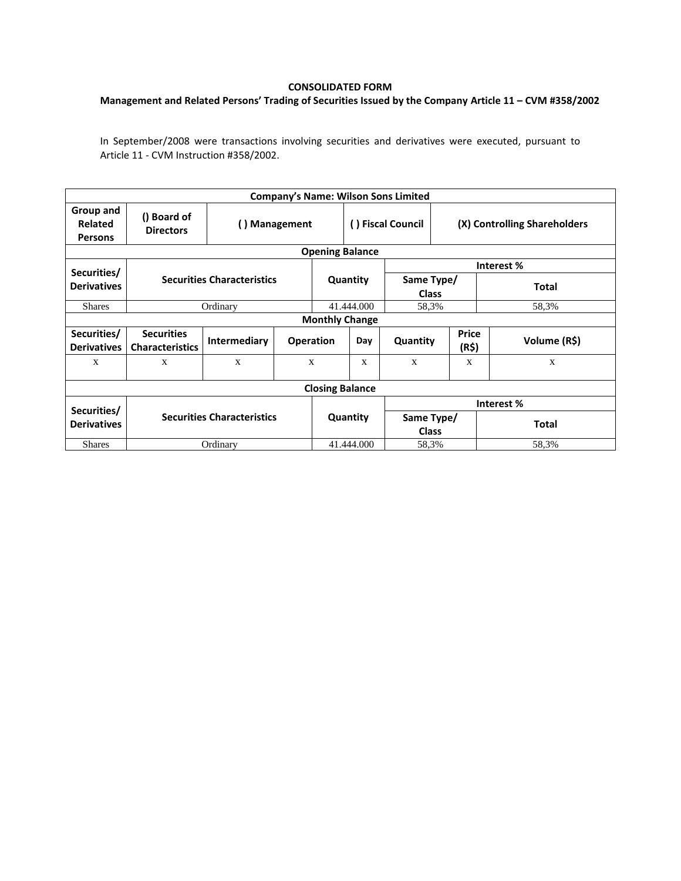**CONSOLIDATED FORM**

**Management and Related Persons' Trading of Securities Issued by the Company Article 11 – CVM #358/2002**

In September/2008 were transactions involving securities and derivatives were executed, pursuant to Article 11 - CVM Instruction #358/2002.

| Company's Name: Wilson Sons Limited | | | | | | | |
|---|---|---|---|---|---|---|---|
| **Group and Related Persons** | **() Board of Directors** | **( ) Management** | | **( ) Fiscal Council** | **(X) Controlling Shareholders** | | |
| **Opening Balance** | | | | | | | |
| **Securities/ Derivatives** | **Securities Characteristics** | | | **Quantity** | **Interest %** | | |
| | | | | | **Same Type/ Class** | | **Total** |
| Shares | Ordinary | | | 41.444.000 | 58,3% | | 58,3% |
| **Monthly Change** | | | | | | | |
| **Securities/ Derivatives** | **Securities Characteristics** | **Intermediary** | **Operation** | **Day** | **Quantity** | **Price (R$)** | **Volume (R$)** |
| X | X | X | X | X | X | X | X |
| **Closing Balance** | | | | | | | |
| **Securities/ Derivatives** | **Securities Characteristics** | | | **Quantity** | **Interest %** | | |
| | | | | | **Same Type/ Class** | | **Total** |
| Shares | Ordinary | | | 41.444.000 | 58,3% | | 58,3% |